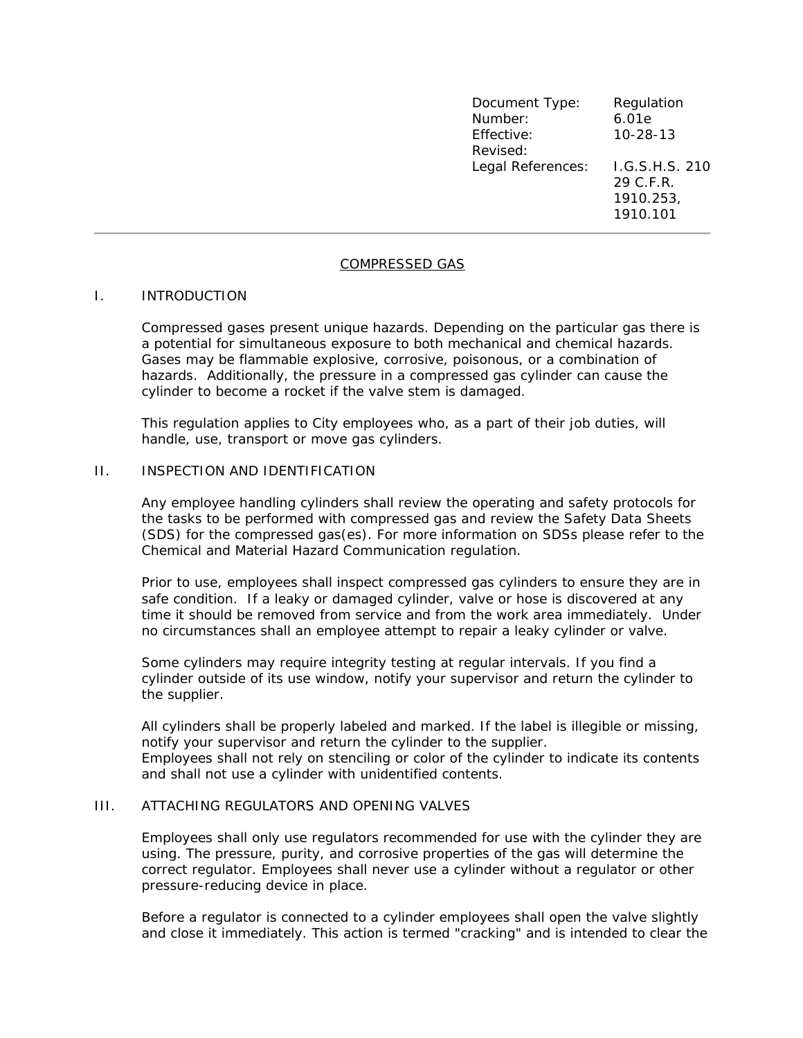| | |
|---|---|
| Document Type: | Regulation |
| Number: | 6.01e |
| Effective: | 10-28-13 |
| Revised: | |
| Legal References: | I.G.S.H.S. 210<br>29 C.F.R.<br>1910.253,<br>1910.101 |

---

# COMPRESSED GAS

## I. INTRODUCTION

Compressed gases present unique hazards. Depending on the particular gas there is a potential for simultaneous exposure to both mechanical and chemical hazards. Gases may be flammable explosive, corrosive, poisonous, or a combination of hazards. Additionally, the pressure in a compressed gas cylinder can cause the cylinder to become a rocket if the valve stem is damaged.

This regulation applies to City employees who, as a part of their job duties, will handle, use, transport or move gas cylinders.

## II. INSPECTION AND IDENTIFICATION

Any employee handling cylinders shall review the operating and safety protocols for the tasks to be performed with compressed gas and review the Safety Data Sheets (SDS) for the compressed gas(es). For more information on SDSs please refer to the Chemical and Material Hazard Communication regulation.

Prior to use, employees shall inspect compressed gas cylinders to ensure they are in safe condition. If a leaky or damaged cylinder, valve or hose is discovered at any time it should be removed from service and from the work area immediately. Under no circumstances shall an employee attempt to repair a leaky cylinder or valve.

Some cylinders may require integrity testing at regular intervals. If you find a cylinder outside of its use window, notify your supervisor and return the cylinder to the supplier.

All cylinders shall be properly labeled and marked. If the label is illegible or missing, notify your supervisor and return the cylinder to the supplier.
Employees shall not rely on stenciling or color of the cylinder to indicate its contents and shall not use a cylinder with unidentified contents.

## III. ATTACHING REGULATORS AND OPENING VALVES

Employees shall only use regulators recommended for use with the cylinder they are using. The pressure, purity, and corrosive properties of the gas will determine the correct regulator. Employees shall never use a cylinder without a regulator or other pressure-reducing device in place.

Before a regulator is connected to a cylinder employees shall open the valve slightly and close it immediately. This action is termed "cracking" and is intended to clear the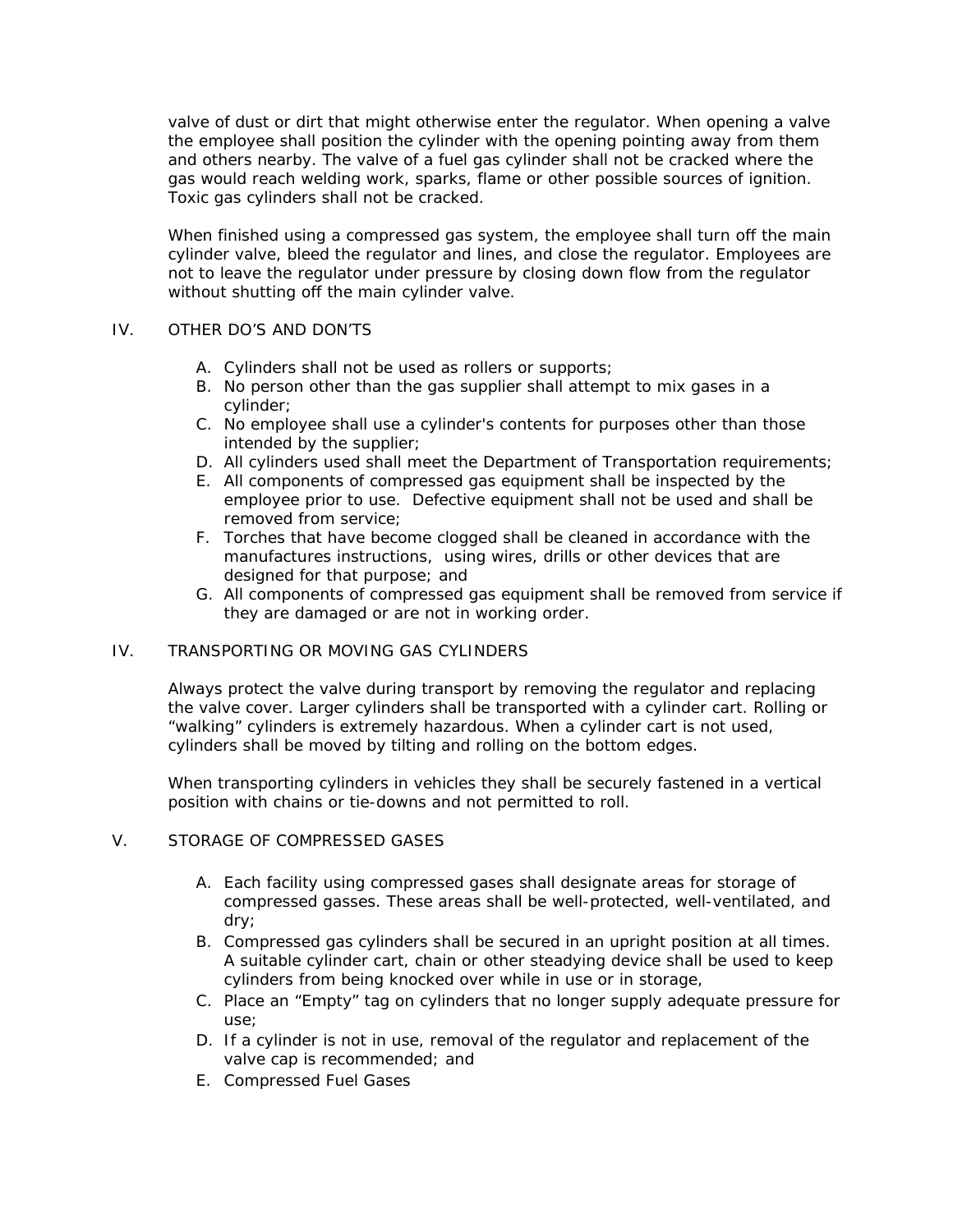valve of dust or dirt that might otherwise enter the regulator. When opening a valve the employee shall position the cylinder with the opening pointing away from them and others nearby. The valve of a fuel gas cylinder shall not be cracked where the gas would reach welding work, sparks, flame or other possible sources of ignition. Toxic gas cylinders shall not be cracked.

When finished using a compressed gas system, the employee shall turn off the main cylinder valve, bleed the regulator and lines, and close the regulator. Employees are not to leave the regulator under pressure by closing down flow from the regulator without shutting off the main cylinder valve.

## IV. OTHER DO'S AND DON'TS

A. Cylinders shall not be used as rollers or supports;
B. No person other than the gas supplier shall attempt to mix gases in a cylinder;
C. No employee shall use a cylinder's contents for purposes other than those intended by the supplier;
D. All cylinders used shall meet the Department of Transportation requirements;
E. All components of compressed gas equipment shall be inspected by the employee prior to use. Defective equipment shall not be used and shall be removed from service;
F. Torches that have become clogged shall be cleaned in accordance with the manufactures instructions, using wires, drills or other devices that are designed for that purpose; and
G. All components of compressed gas equipment shall be removed from service if they are damaged or are not in working order.

## IV. TRANSPORTING OR MOVING GAS CYLINDERS

Always protect the valve during transport by removing the regulator and replacing the valve cover. Larger cylinders shall be transported with a cylinder cart. Rolling or "walking" cylinders is extremely hazardous. When a cylinder cart is not used, cylinders shall be moved by tilting and rolling on the bottom edges.

When transporting cylinders in vehicles they shall be securely fastened in a vertical position with chains or tie-downs and not permitted to roll.

## V. STORAGE OF COMPRESSED GASES

A. Each facility using compressed gases shall designate areas for storage of compressed gasses. These areas shall be well-protected, well-ventilated, and dry;
B. Compressed gas cylinders shall be secured in an upright position at all times. A suitable cylinder cart, chain or other steadying device shall be used to keep cylinders from being knocked over while in use or in storage,
C. Place an "Empty" tag on cylinders that no longer supply adequate pressure for use;
D. If a cylinder is not in use, removal of the regulator and replacement of the valve cap is recommended; and
E. Compressed Fuel Gases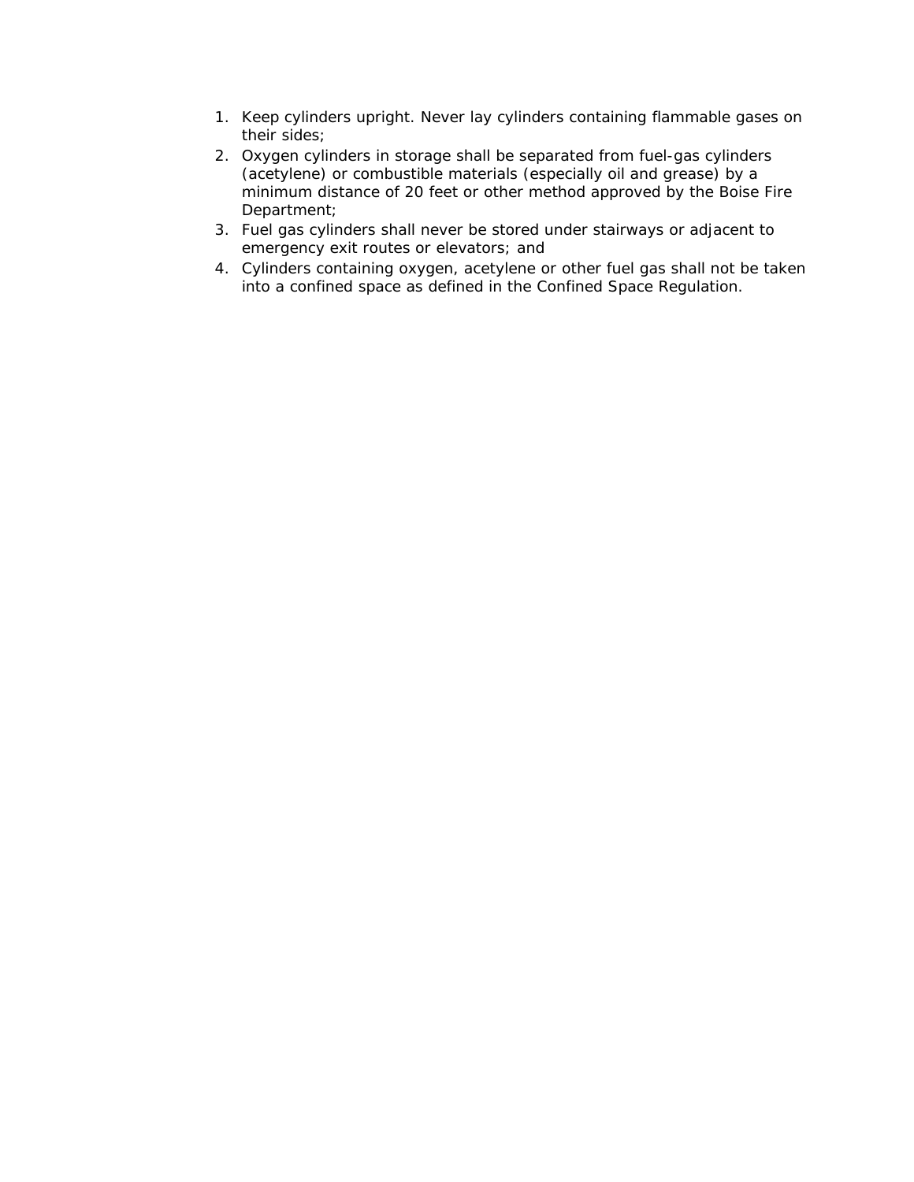1. Keep cylinders upright. Never lay cylinders containing flammable gases on their sides;
2. Oxygen cylinders in storage shall be separated from fuel-gas cylinders (acetylene) or combustible materials (especially oil and grease) by a minimum distance of 20 feet or other method approved by the Boise Fire Department;
3. Fuel gas cylinders shall never be stored under stairways or adjacent to emergency exit routes or elevators; and
4. Cylinders containing oxygen, acetylene or other fuel gas shall not be taken into a confined space as defined in the Confined Space Regulation.